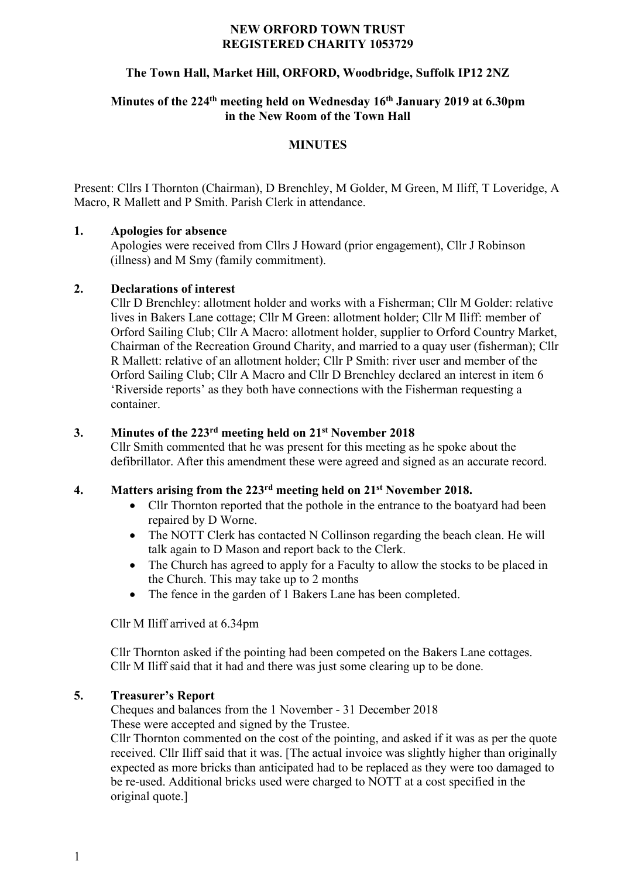**NEW ORFORD TOWN TRUST**
**REGISTERED CHARITY 1053729**

**The Town Hall, Market Hill, ORFORD, Woodbridge, Suffolk IP12 2NZ**

**Minutes of the 224th meeting held on Wednesday 16th January 2019 at 6.30pm in the New Room of the Town Hall**

**MINUTES**

Present: Cllrs I Thornton (Chairman), D Brenchley, M Golder, M Green, M Iliff, T Loveridge, A Macro, R Mallett and P Smith. Parish Clerk in attendance.

**1. Apologies for absence**

Apologies were received from Cllrs J Howard (prior engagement), Cllr J Robinson (illness) and M Smy (family commitment).

**2. Declarations of interest**

Cllr D Brenchley: allotment holder and works with a Fisherman; Cllr M Golder: relative lives in Bakers Lane cottage; Cllr M Green: allotment holder; Cllr M Iliff: member of Orford Sailing Club; Cllr A Macro: allotment holder, supplier to Orford Country Market, Chairman of the Recreation Ground Charity, and married to a quay user (fisherman); Cllr R Mallett: relative of an allotment holder; Cllr P Smith: river user and member of the Orford Sailing Club; Cllr A Macro and Cllr D Brenchley declared an interest in item 6 'Riverside reports' as they both have connections with the Fisherman requesting a container.

**3. Minutes of the 223rd meeting held on 21st November 2018**

Cllr Smith commented that he was present for this meeting as he spoke about the defibrillator. After this amendment these were agreed and signed as an accurate record.

**4. Matters arising from the 223rd meeting held on 21st November 2018.**

- Cllr Thornton reported that the pothole in the entrance to the boatyard had been repaired by D Worne.
- The NOTT Clerk has contacted N Collinson regarding the beach clean. He will talk again to D Mason and report back to the Clerk.
- The Church has agreed to apply for a Faculty to allow the stocks to be placed in the Church. This may take up to 2 months
- The fence in the garden of 1 Bakers Lane has been completed.

Cllr M Iliff arrived at 6.34pm

Cllr Thornton asked if the pointing had been competed on the Bakers Lane cottages. Cllr M Iliff said that it had and there was just some clearing up to be done.

**5. Treasurer's Report**

Cheques and balances from the 1 November - 31 December 2018

These were accepted and signed by the Trustee.

Cllr Thornton commented on the cost of the pointing, and asked if it was as per the quote received. Cllr Iliff said that it was. [The actual invoice was slightly higher than originally expected as more bricks than anticipated had to be replaced as they were too damaged to be re-used. Additional bricks used were charged to NOTT at a cost specified in the original quote.]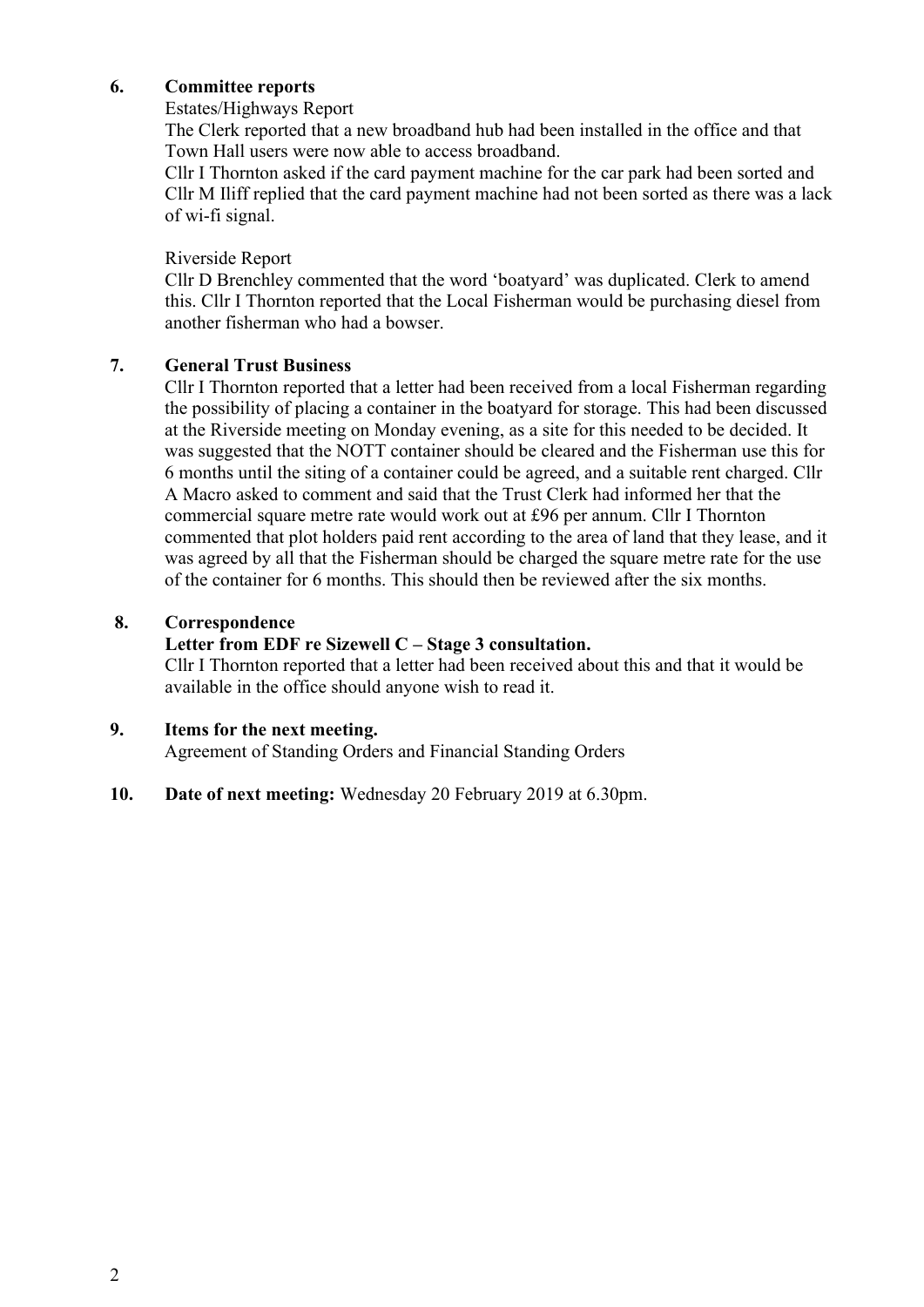**6. Committee reports**

Estates/Highways Report

The Clerk reported that a new broadband hub had been installed in the office and that Town Hall users were now able to access broadband.

Cllr I Thornton asked if the card payment machine for the car park had been sorted and Cllr M Iliff replied that the card payment machine had not been sorted as there was a lack of wi-fi signal.

Riverside Report

Cllr D Brenchley commented that the word 'boatyard' was duplicated. Clerk to amend this. Cllr I Thornton reported that the Local Fisherman would be purchasing diesel from another fisherman who had a bowser.

**7. General Trust Business**

Cllr I Thornton reported that a letter had been received from a local Fisherman regarding the possibility of placing a container in the boatyard for storage. This had been discussed at the Riverside meeting on Monday evening, as a site for this needed to be decided. It was suggested that the NOTT container should be cleared and the Fisherman use this for 6 months until the siting of a container could be agreed, and a suitable rent charged. Cllr A Macro asked to comment and said that the Trust Clerk had informed her that the commercial square metre rate would work out at £96 per annum. Cllr I Thornton commented that plot holders paid rent according to the area of land that they lease, and it was agreed by all that the Fisherman should be charged the square metre rate for the use of the container for 6 months. This should then be reviewed after the six months.

**8. Correspondence**

**Letter from EDF re Sizewell C – Stage 3 consultation.**

Cllr I Thornton reported that a letter had been received about this and that it would be available in the office should anyone wish to read it.

**9. Items for the next meeting.**

Agreement of Standing Orders and Financial Standing Orders

**10. Date of next meeting:** Wednesday 20 February 2019 at 6.30pm.